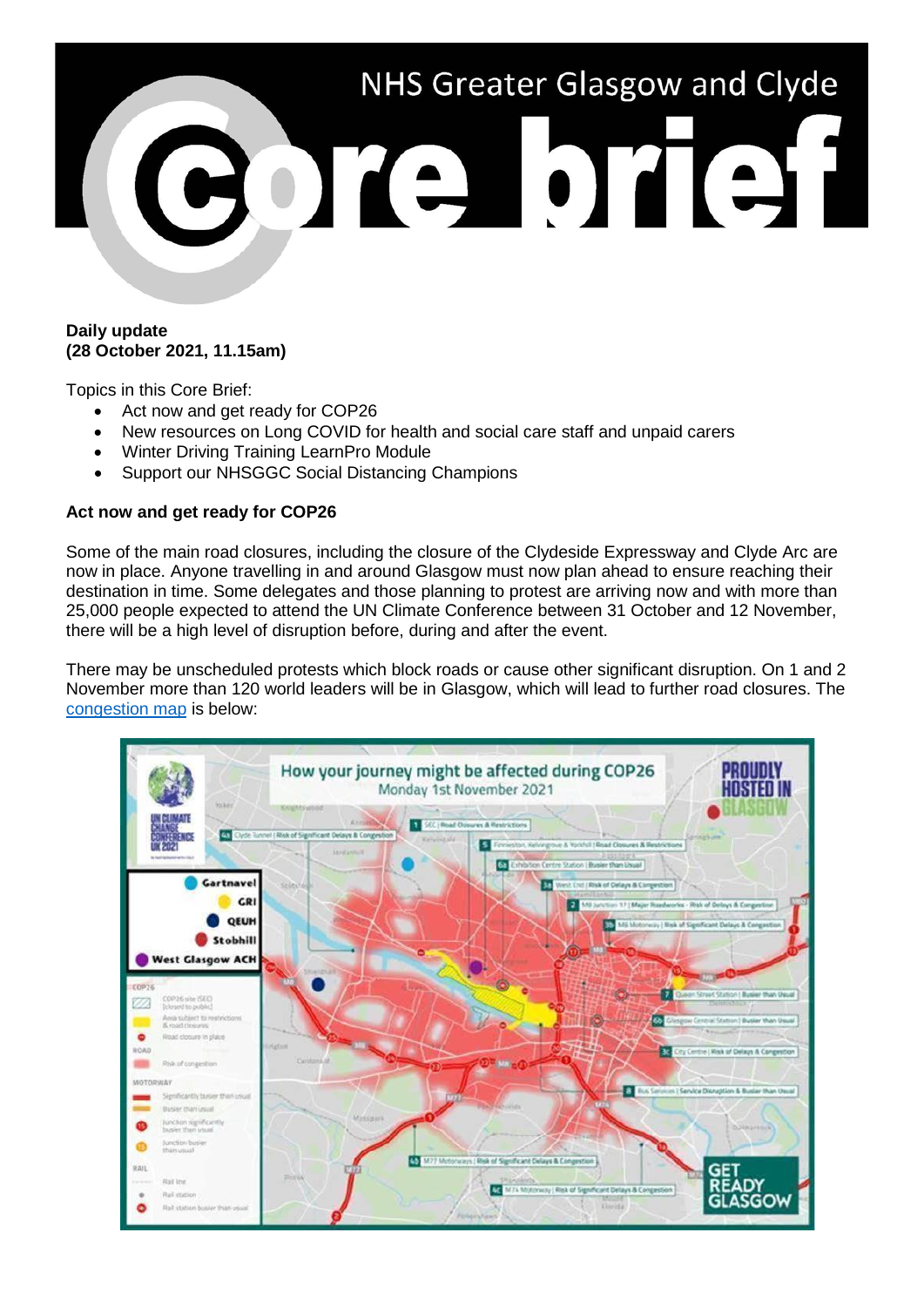# NHS Greater Glasgow and Clyde Core brief

**Daily update**
**(28 October 2021, 11.15am)**

Topics in this Core Brief:

- Act now and get ready for COP26
- New resources on Long COVID for health and social care staff and unpaid carers
- Winter Driving Training LearnPro Module
- Support our NHSGGC Social Distancing Champions

**Act now and get ready for COP26**

Some of the main road closures, including the closure of the Clydeside Expressway and Clyde Arc are now in place. Anyone travelling in and around Glasgow must now plan ahead to ensure reaching their destination in time. Some delegates and those planning to protest are arriving now and with more than 25,000 people expected to attend the UN Climate Conference between 31 October and 12 November, there will be a high level of disruption before, during and after the event.

There may be unscheduled protests which block roads or cause other significant disruption. On 1 and 2 November more than 120 world leaders will be in Glasgow, which will lead to further road closures. The congestion map is below: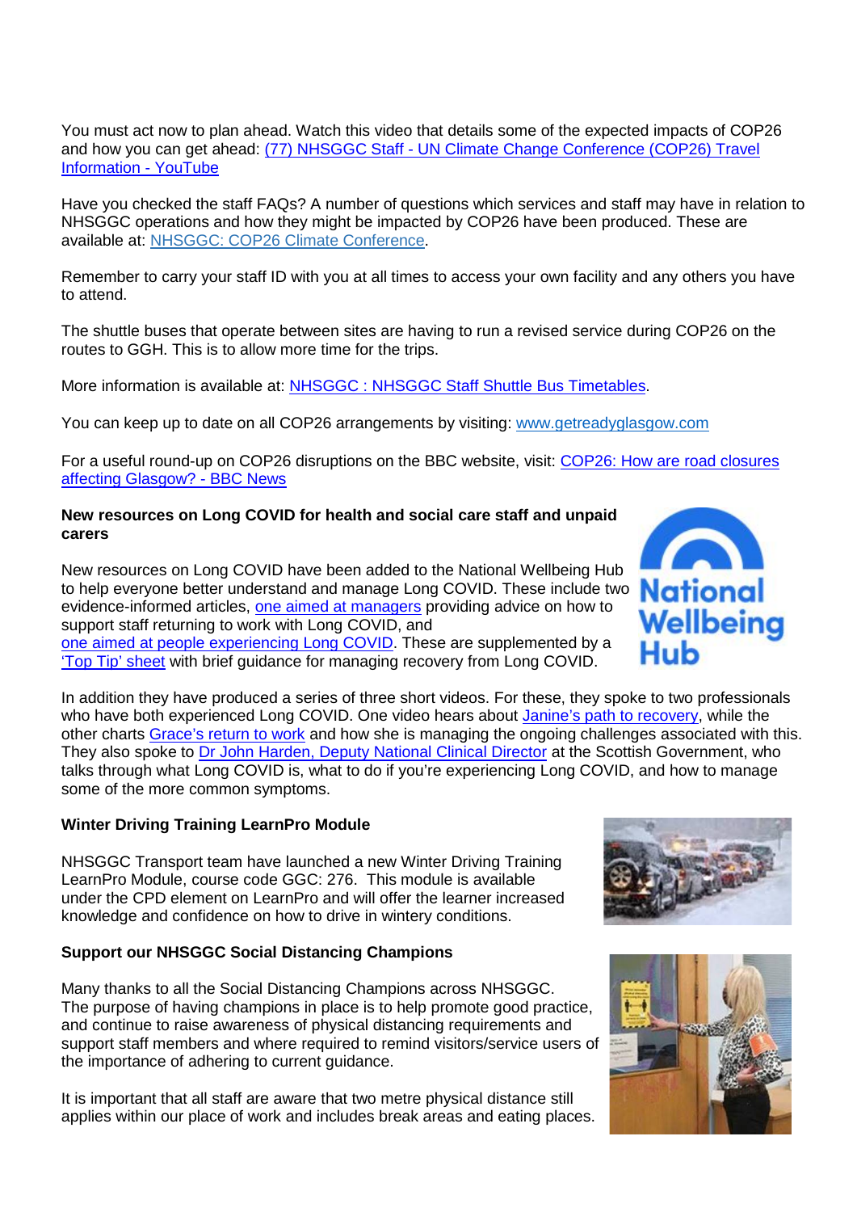You must act now to plan ahead. Watch this video that details some of the expected impacts of COP26 and how you can get ahead: [(77) NHSGGC Staff - UN Climate Change Conference (COP26) Travel Information - YouTube]()

Have you checked the staff FAQs? A number of questions which services and staff may have in relation to NHSGGC operations and how they might be impacted by COP26 have been produced. These are available at: [NHSGGC: COP26 Climate Conference]().

Remember to carry your staff ID with you at all times to access your own facility and any others you have to attend.

The shuttle buses that operate between sites are having to run a revised service during COP26 on the routes to GGH. This is to allow more time for the trips.

More information is available at: [NHSGGC : NHSGGC Staff Shuttle Bus Timetables]().

You can keep up to date on all COP26 arrangements by visiting: [www.getreadyglasgow.com]()

For a useful round-up on COP26 disruptions on the BBC website, visit: [COP26: How are road closures affecting Glasgow? - BBC News]()

**New resources on Long COVID for health and social care staff and unpaid carers**

New resources on Long COVID have been added to the National Wellbeing Hub to help everyone better understand and manage Long COVID. These include two evidence-informed articles, [one aimed at managers]() providing advice on how to support staff returning to work with Long COVID, and [one aimed at people experiencing Long COVID](). These are supplemented by a ['Top Tip' sheet]() with brief guidance for managing recovery from Long COVID.

In addition they have produced a series of three short videos. For these, they spoke to two professionals who have both experienced Long COVID. One video hears about [Janine's path to recovery](), while the other charts [Grace's return to work]() and how she is managing the ongoing challenges associated with this. They also spoke to [Dr John Harden, Deputy National Clinical Director]() at the Scottish Government, who talks through what Long COVID is, what to do if you're experiencing Long COVID, and how to manage some of the more common symptoms.

**Winter Driving Training LearnPro Module**

NHSGGC Transport team have launched a new Winter Driving Training LearnPro Module, course code GGC: 276. This module is available under the CPD element on LearnPro and will offer the learner increased knowledge and confidence on how to drive in wintery conditions.

**Support our NHSGGC Social Distancing Champions**

Many thanks to all the Social Distancing Champions across NHSGGC. The purpose of having champions in place is to help promote good practice, and continue to raise awareness of physical distancing requirements and support staff members and where required to remind visitors/service users of the importance of adhering to current guidance.

It is important that all staff are aware that two metre physical distance still applies within our place of work and includes break areas and eating places.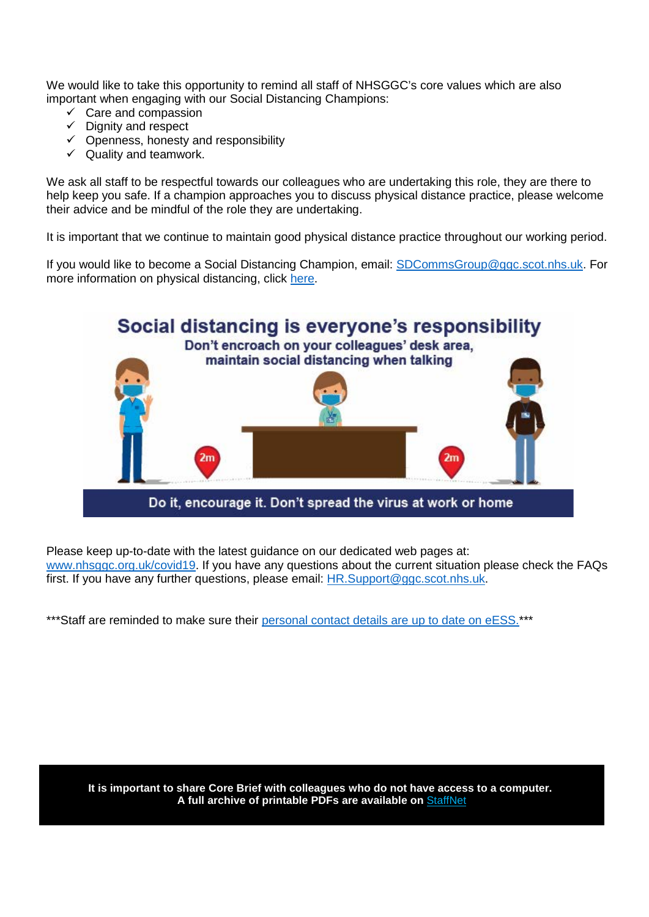We would like to take this opportunity to remind all staff of NHSGGC's core values which are also important when engaging with our Social Distancing Champions:

- ✓ Care and compassion
- ✓ Dignity and respect
- ✓ Openness, honesty and responsibility
- ✓ Quality and teamwork.

We ask all staff to be respectful towards our colleagues who are undertaking this role, they are there to help keep you safe. If a champion approaches you to discuss physical distance practice, please welcome their advice and be mindful of the role they are undertaking.

It is important that we continue to maintain good physical distance practice throughout our working period.

If you would like to become a Social Distancing Champion, email: [SDCommsGroup@ggc.scot.nhs.uk](mailto:SDCommsGroup@ggc.scot.nhs.uk). For more information on physical distancing, click [here]().

Social distancing is everyone's responsibility

Don't encroach on your colleagues' desk area, maintain social distancing when talking

2m

2m

Do it, encourage it. Don't spread the virus at work or home

Please keep up-to-date with the latest guidance on our dedicated web pages at: [www.nhsggc.org.uk/covid19](http://www.nhsggc.org.uk/covid19). If you have any questions about the current situation please check the FAQs first. If you have any further questions, please email: [HR.Support@ggc.scot.nhs.uk](mailto:HR.Support@ggc.scot.nhs.uk).

***Staff are reminded to make sure their [personal contact details are up to date on eESS.]()***

**It is important to share Core Brief with colleagues who do not have access to a computer.**
**A full archive of printable PDFs are available on [StaffNet]()**